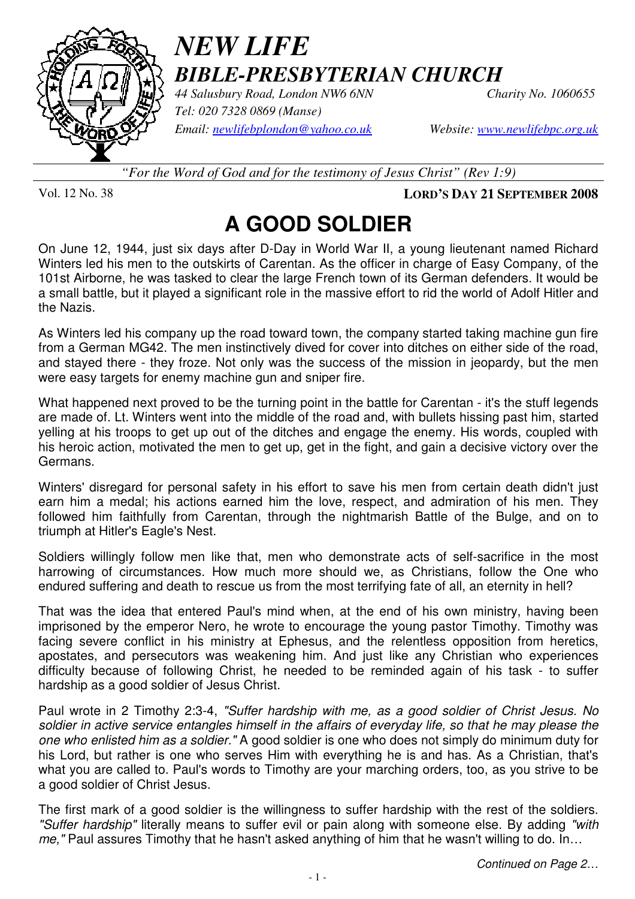# *NEW LIFE*
## *BIBLE-PRESBYTERIAN CHURCH*

*44 Salusbury Road, London NW6 6NN* *Charity No. 1060655*
*Tel: 020 7328 0869 (Manse)*
*Email: newlifebplondon@yahoo.co.uk* *Website: www.newlifebpc.org.uk*

*"For the Word of God and for the testimony of Jesus Christ" (Rev 1:9)*

Vol. 12 No. 38 **LORD'S DAY 21 SEPTEMBER 2008**

# A GOOD SOLDIER

On June 12, 1944, just six days after D-Day in World War II, a young lieutenant named Richard Winters led his men to the outskirts of Carentan. As the officer in charge of Easy Company, of the 101st Airborne, he was tasked to clear the large French town of its German defenders. It would be a small battle, but it played a significant role in the massive effort to rid the world of Adolf Hitler and the Nazis.

As Winters led his company up the road toward town, the company started taking machine gun fire from a German MG42. The men instinctively dived for cover into ditches on either side of the road, and stayed there - they froze. Not only was the success of the mission in jeopardy, but the men were easy targets for enemy machine gun and sniper fire.

What happened next proved to be the turning point in the battle for Carentan - it's the stuff legends are made of. Lt. Winters went into the middle of the road and, with bullets hissing past him, started yelling at his troops to get up out of the ditches and engage the enemy. His words, coupled with his heroic action, motivated the men to get up, get in the fight, and gain a decisive victory over the Germans.

Winters' disregard for personal safety in his effort to save his men from certain death didn't just earn him a medal; his actions earned him the love, respect, and admiration of his men. They followed him faithfully from Carentan, through the nightmarish Battle of the Bulge, and on to triumph at Hitler's Eagle's Nest.

Soldiers willingly follow men like that, men who demonstrate acts of self-sacrifice in the most harrowing of circumstances. How much more should we, as Christians, follow the One who endured suffering and death to rescue us from the most terrifying fate of all, an eternity in hell?

That was the idea that entered Paul's mind when, at the end of his own ministry, having been imprisoned by the emperor Nero, he wrote to encourage the young pastor Timothy. Timothy was facing severe conflict in his ministry at Ephesus, and the relentless opposition from heretics, apostates, and persecutors was weakening him. And just like any Christian who experiences difficulty because of following Christ, he needed to be reminded again of his task - to suffer hardship as a good soldier of Jesus Christ.

Paul wrote in 2 Timothy 2:3-4, *"Suffer hardship with me, as a good soldier of Christ Jesus. No soldier in active service entangles himself in the affairs of everyday life, so that he may please the one who enlisted him as a soldier."* A good soldier is one who does not simply do minimum duty for his Lord, but rather is one who serves Him with everything he is and has. As a Christian, that's what you are called to. Paul's words to Timothy are your marching orders, too, as you strive to be a good soldier of Christ Jesus.

The first mark of a good soldier is the willingness to suffer hardship with the rest of the soldiers. *"Suffer hardship"* literally means to suffer evil or pain along with someone else. By adding *"with me,"* Paul assures Timothy that he hasn't asked anything of him that he wasn't willing to do. In…

*Continued on Page 2…*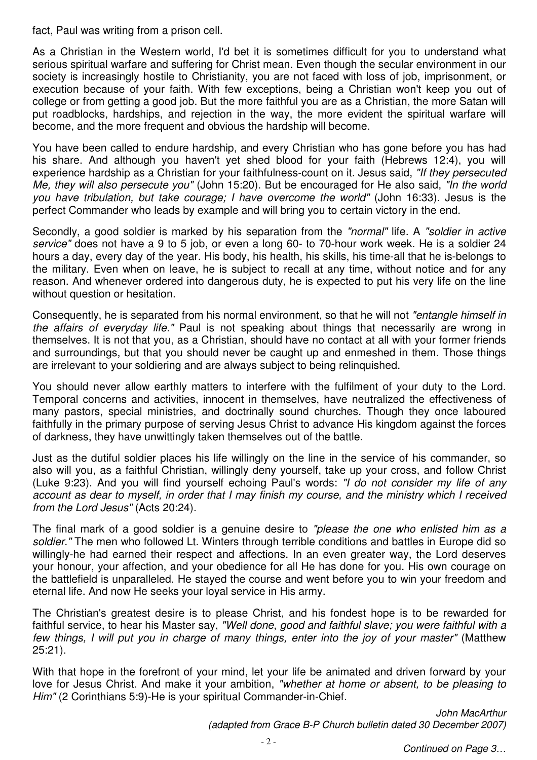fact, Paul was writing from a prison cell.

As a Christian in the Western world, I'd bet it is sometimes difficult for you to understand what serious spiritual warfare and suffering for Christ mean. Even though the secular environment in our society is increasingly hostile to Christianity, you are not faced with loss of job, imprisonment, or execution because of your faith. With few exceptions, being a Christian won't keep you out of college or from getting a good job. But the more faithful you are as a Christian, the more Satan will put roadblocks, hardships, and rejection in the way, the more evident the spiritual warfare will become, and the more frequent and obvious the hardship will become.

You have been called to endure hardship, and every Christian who has gone before you has had his share. And although you haven't yet shed blood for your faith (Hebrews 12:4), you will experience hardship as a Christian for your faithfulness-count on it. Jesus said, *"If they persecuted Me, they will also persecute you"* (John 15:20). But be encouraged for He also said, *"In the world you have tribulation, but take courage; I have overcome the world"* (John 16:33). Jesus is the perfect Commander who leads by example and will bring you to certain victory in the end.

Secondly, a good soldier is marked by his separation from the *"normal"* life. A *"soldier in active service"* does not have a 9 to 5 job, or even a long 60- to 70-hour work week. He is a soldier 24 hours a day, every day of the year. His body, his health, his skills, his time-all that he is-belongs to the military. Even when on leave, he is subject to recall at any time, without notice and for any reason. And whenever ordered into dangerous duty, he is expected to put his very life on the line without question or hesitation.

Consequently, he is separated from his normal environment, so that he will not *"entangle himself in the affairs of everyday life."* Paul is not speaking about things that necessarily are wrong in themselves. It is not that you, as a Christian, should have no contact at all with your former friends and surroundings, but that you should never be caught up and enmeshed in them. Those things are irrelevant to your soldiering and are always subject to being relinquished.

You should never allow earthly matters to interfere with the fulfilment of your duty to the Lord. Temporal concerns and activities, innocent in themselves, have neutralized the effectiveness of many pastors, special ministries, and doctrinally sound churches. Though they once laboured faithfully in the primary purpose of serving Jesus Christ to advance His kingdom against the forces of darkness, they have unwittingly taken themselves out of the battle.

Just as the dutiful soldier places his life willingly on the line in the service of his commander, so also will you, as a faithful Christian, willingly deny yourself, take up your cross, and follow Christ (Luke 9:23). And you will find yourself echoing Paul's words: *"I do not consider my life of any account as dear to myself, in order that I may finish my course, and the ministry which I received from the Lord Jesus"* (Acts 20:24).

The final mark of a good soldier is a genuine desire to *"please the one who enlisted him as a soldier."* The men who followed Lt. Winters through terrible conditions and battles in Europe did so willingly-he had earned their respect and affections. In an even greater way, the Lord deserves your honour, your affection, and your obedience for all He has done for you. His own courage on the battlefield is unparalleled. He stayed the course and went before you to win your freedom and eternal life. And now He seeks your loyal service in His army.

The Christian's greatest desire is to please Christ, and his fondest hope is to be rewarded for faithful service, to hear his Master say, *"Well done, good and faithful slave; you were faithful with a few things, I will put you in charge of many things, enter into the joy of your master"* (Matthew 25:21).

With that hope in the forefront of your mind, let your life be animated and driven forward by your love for Jesus Christ. And make it your ambition, *"whether at home or absent, to be pleasing to Him"* (2 Corinthians 5:9)-He is your spiritual Commander-in-Chief.

*John MacArthur*
*(adapted from Grace B-P Church bulletin dated 30 December 2007)*

*Continued on Page 3…*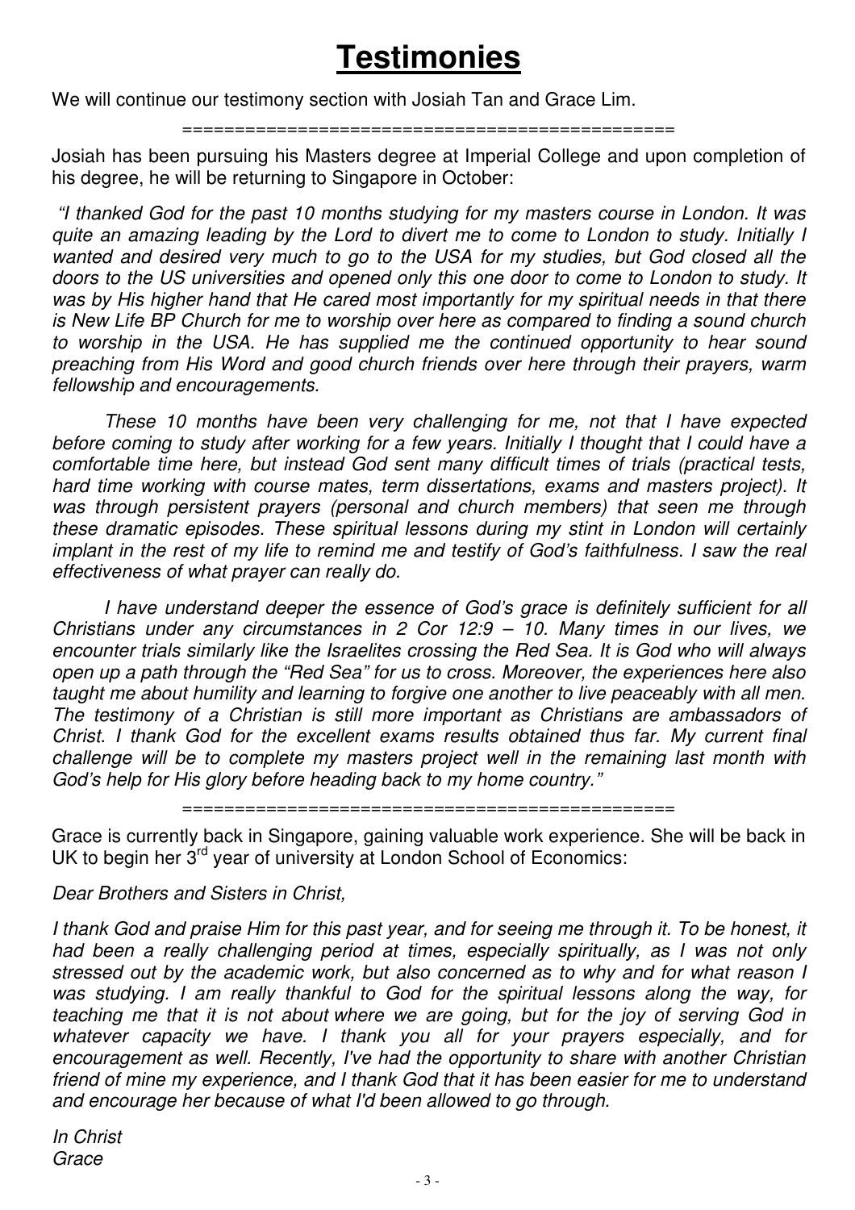# Testimonies

We will continue our testimony section with Josiah Tan and Grace Lim.

================================================

Josiah has been pursuing his Masters degree at Imperial College and upon completion of his degree, he will be returning to Singapore in October:

*"I thanked God for the past 10 months studying for my masters course in London. It was quite an amazing leading by the Lord to divert me to come to London to study. Initially I wanted and desired very much to go to the USA for my studies, but God closed all the doors to the US universities and opened only this one door to come to London to study. It was by His higher hand that He cared most importantly for my spiritual needs in that there is New Life BP Church for me to worship over here as compared to finding a sound church to worship in the USA. He has supplied me the continued opportunity to hear sound preaching from His Word and good church friends over here through their prayers, warm fellowship and encouragements.*

*These 10 months have been very challenging for me, not that I have expected before coming to study after working for a few years. Initially I thought that I could have a comfortable time here, but instead God sent many difficult times of trials (practical tests, hard time working with course mates, term dissertations, exams and masters project). It was through persistent prayers (personal and church members) that seen me through these dramatic episodes. These spiritual lessons during my stint in London will certainly implant in the rest of my life to remind me and testify of God's faithfulness. I saw the real effectiveness of what prayer can really do.*

*I have understand deeper the essence of God's grace is definitely sufficient for all Christians under any circumstances in 2 Cor 12:9 – 10. Many times in our lives, we encounter trials similarly like the Israelites crossing the Red Sea. It is God who will always open up a path through the "Red Sea" for us to cross. Moreover, the experiences here also taught me about humility and learning to forgive one another to live peaceably with all men. The testimony of a Christian is still more important as Christians are ambassadors of Christ. I thank God for the excellent exams results obtained thus far. My current final challenge will be to complete my masters project well in the remaining last month with God's help for His glory before heading back to my home country."*

================================================

Grace is currently back in Singapore, gaining valuable work experience. She will be back in UK to begin her 3rd year of university at London School of Economics:

*Dear Brothers and Sisters in Christ,*

*I thank God and praise Him for this past year, and for seeing me through it. To be honest, it had been a really challenging period at times, especially spiritually, as I was not only stressed out by the academic work, but also concerned as to why and for what reason I was studying. I am really thankful to God for the spiritual lessons along the way, for teaching me that it is not about where we are going, but for the joy of serving God in whatever capacity we have. I thank you all for your prayers especially, and for encouragement as well. Recently, I've had the opportunity to share with another Christian friend of mine my experience, and I thank God that it has been easier for me to understand and encourage her because of what I'd been allowed to go through.*

*In Christ*
*Grace*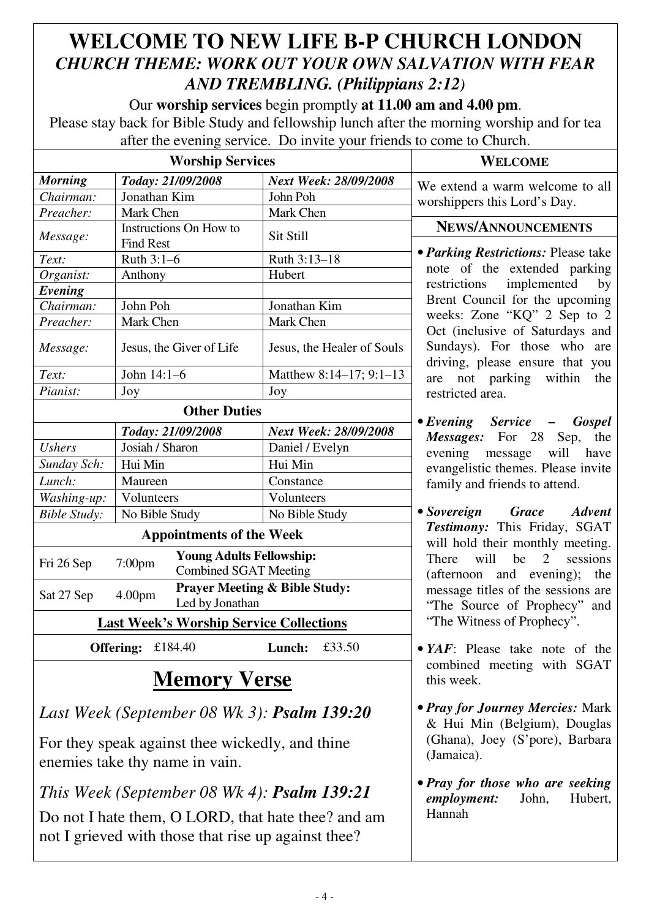# WELCOME TO NEW LIFE B-P CHURCH LONDON

## *CHURCH THEME: WORK OUT YOUR OWN SALVATION WITH FEAR AND TREMBLING. (Philippians 2:12)*

Our **worship services** begin promptly **at 11.00 am and 4.00 pm**.

Please stay back for Bible Study and fellowship lunch after the morning worship and for tea after the evening service. Do invite your friends to come to Church.

### Worship Services

| | | |
|---|---|---|
| ***Morning*** | ***Today: 21/09/2008*** | ***Next Week: 28/09/2008*** |
| *Chairman:* | Jonathan Kim | John Poh |
| *Preacher:* | Mark Chen | Mark Chen |
| *Message:* | Instructions On How to Find Rest | Sit Still |
| *Text:* | Ruth 3:1–6 | Ruth 3:13–18 |
| *Organist:* | Anthony | Hubert |
| ***Evening*** | | |
| *Chairman:* | John Poh | Jonathan Kim |
| *Preacher:* | Mark Chen | Mark Chen |
| *Message:* | Jesus, the Giver of Life | Jesus, the Healer of Souls |
| *Text:* | John 14:1–6 | Matthew 8:14–17; 9:1–13 |
| *Pianist:* | Joy | Joy |

### Other Duties

| | ***Today: 21/09/2008*** | ***Next Week: 28/09/2008*** |
|---|---|---|
| *Ushers* | Josiah / Sharon | Daniel / Evelyn |
| *Sunday Sch:* | Hui Min | Hui Min |
| *Lunch:* | Maureen | Constance |
| *Washing-up:* | Volunteers | Volunteers |
| *Bible Study:* | No Bible Study | No Bible Study |

### Appointments of the Week

| | | |
|---|---|---|
| Fri 26 Sep | 7:00pm | **Young Adults Fellowship:** Combined SGAT Meeting |
| Sat 27 Sep | 4.00pm | **Prayer Meeting & Bible Study:** Led by Jonathan |

### Last Week's Worship Service Collections

**Offering:** £184.40 **Lunch:** £33.50

## Memory Verse

*Last Week (September 08 Wk 3):* ***Psalm 139:20***

For they speak against thee wickedly, and thine enemies take thy name in vain.

*This Week (September 08 Wk 4):* ***Psalm 139:21***

Do not I hate them, O LORD, that hate thee? and am not I grieved with those that rise up against thee?

### WELCOME

We extend a warm welcome to all worshippers this Lord's Day.

### NEWS/ANNOUNCEMENTS

- ***Parking Restrictions:*** Please take note of the extended parking restrictions implemented by Brent Council for the upcoming weeks: Zone "KQ" 2 Sep to 2 Oct (inclusive of Saturdays and Sundays). For those who are driving, please ensure that you are not parking within the restricted area.
- ***Evening Service – Gospel Messages:*** For 28 Sep, the evening message will have evangelistic themes. Please invite family and friends to attend.
- ***Sovereign Grace Advent Testimony:*** This Friday, SGAT will hold their monthly meeting. There will be 2 sessions (afternoon and evening); the message titles of the sessions are "The Source of Prophecy" and "The Witness of Prophecy".
- ***YAF***: Please take note of the combined meeting with SGAT this week.
- ***Pray for Journey Mercies:*** Mark & Hui Min (Belgium), Douglas (Ghana), Joey (S'pore), Barbara (Jamaica).
- ***Pray for those who are seeking employment:*** John, Hubert, Hannah